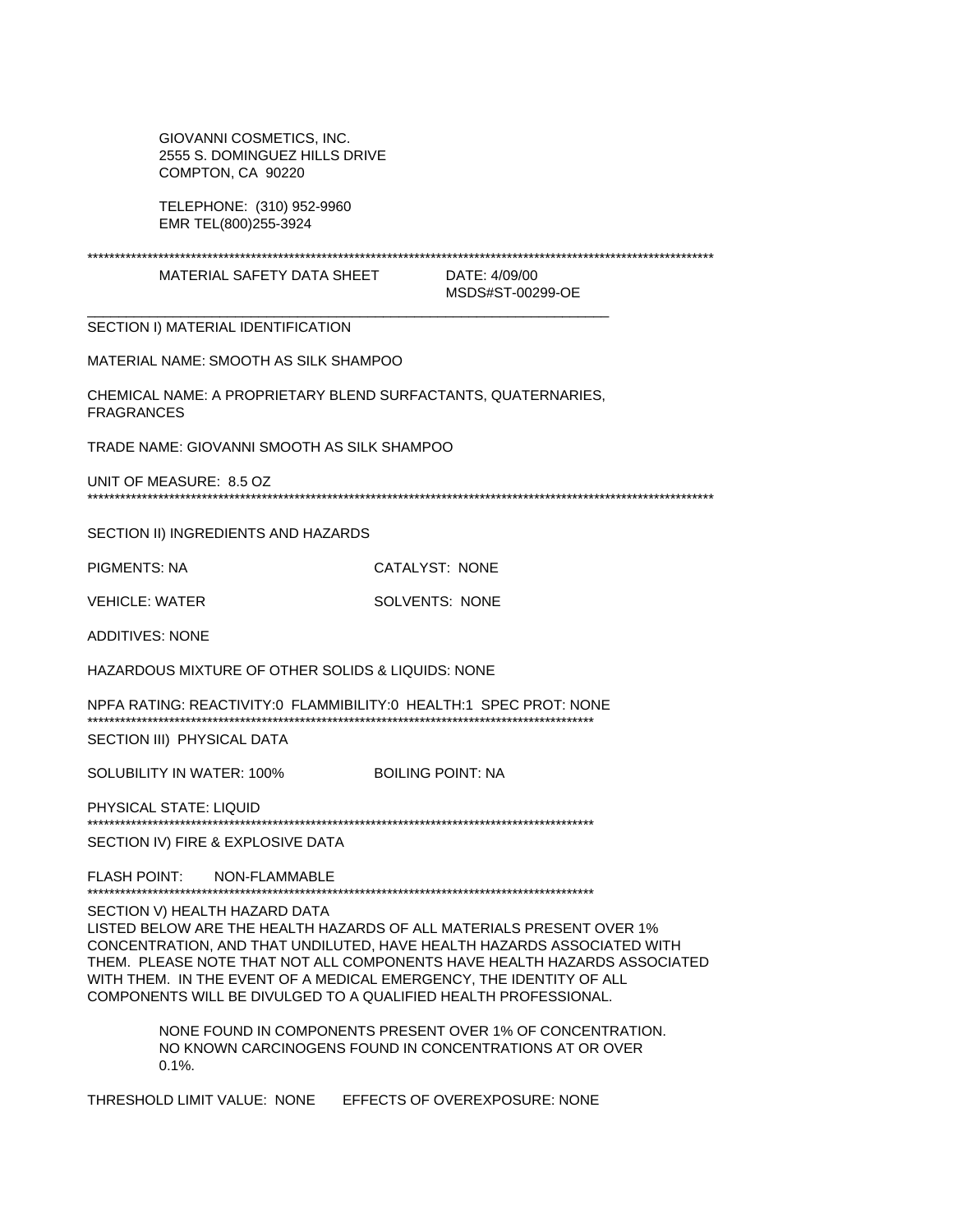GIOVANNI COSMETICS, INC.
2555 S. DOMINGUEZ HILLS DRIVE
COMPTON, CA 90220

TELEPHONE: (310) 952-9960
EMR TEL(800)255-3924

MATERIAL SAFETY DATA SHEET    DATE: 4/09/00
MSDS#ST-00299-OE

## SECTION I) MATERIAL IDENTIFICATION

MATERIAL NAME: SMOOTH AS SILK SHAMPOO

CHEMICAL NAME: A PROPRIETARY BLEND SURFACTANTS, QUATERNARIES, FRAGRANCES

TRADE NAME: GIOVANNI SMOOTH AS SILK SHAMPOO

UNIT OF MEASURE: 8.5 OZ

## SECTION II) INGREDIENTS AND HAZARDS

PIGMENTS: NA    CATALYST: NONE

VEHICLE: WATER    SOLVENTS: NONE

ADDITIVES: NONE

HAZARDOUS MIXTURE OF OTHER SOLIDS & LIQUIDS: NONE

NPFA RATING: REACTIVITY:0 FLAMMIBILITY:0 HEALTH:1 SPEC PROT: NONE

## SECTION III) PHYSICAL DATA

SOLUBILITY IN WATER: 100%    BOILING POINT: NA

PHYSICAL STATE: LIQUID

## SECTION IV) FIRE & EXPLOSIVE DATA

FLASH POINT: NON-FLAMMABLE

## SECTION V) HEALTH HAZARD DATA

LISTED BELOW ARE THE HEALTH HAZARDS OF ALL MATERIALS PRESENT OVER 1% CONCENTRATION, AND THAT UNDILUTED, HAVE HEALTH HAZARDS ASSOCIATED WITH THEM. PLEASE NOTE THAT NOT ALL COMPONENTS HAVE HEALTH HAZARDS ASSOCIATED WITH THEM. IN THE EVENT OF A MEDICAL EMERGENCY, THE IDENTITY OF ALL COMPONENTS WILL BE DIVULGED TO A QUALIFIED HEALTH PROFESSIONAL.

NONE FOUND IN COMPONENTS PRESENT OVER 1% OF CONCENTRATION. NO KNOWN CARCINOGENS FOUND IN CONCENTRATIONS AT OR OVER 0.1%.

THRESHOLD LIMIT VALUE: NONE    EFFECTS OF OVEREXPOSURE: NONE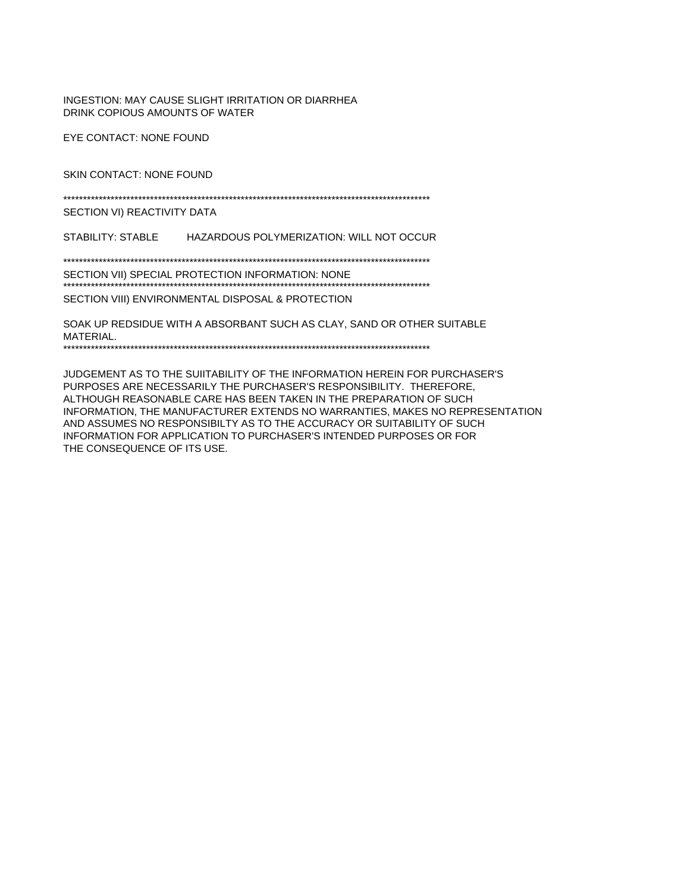INGESTION: MAY CAUSE SLIGHT IRRITATION OR DIARRHEA
DRINK COPIOUS AMOUNTS OF WATER

EYE CONTACT: NONE FOUND

SKIN CONTACT: NONE FOUND

**********************************************************************************************

SECTION VI) REACTIVITY DATA

STABILITY: STABLE HAZARDOUS POLYMERIZATION: WILL NOT OCCUR

**********************************************************************************************

SECTION VII) SPECIAL PROTECTION INFORMATION: NONE

**********************************************************************************************

SECTION VIII) ENVIRONMENTAL DISPOSAL & PROTECTION

SOAK UP REDSIDUE WITH A ABSORBANT SUCH AS CLAY, SAND OR OTHER SUITABLE MATERIAL.

**********************************************************************************************

JUDGEMENT AS TO THE SUIITABILITY OF THE INFORMATION HEREIN FOR PURCHASER'S PURPOSES ARE NECESSARILY THE PURCHASER'S RESPONSIBILITY. THEREFORE, ALTHOUGH REASONABLE CARE HAS BEEN TAKEN IN THE PREPARATION OF SUCH INFORMATION, THE MANUFACTURER EXTENDS NO WARRANTIES, MAKES NO REPRESENTATION AND ASSUMES NO RESPONSIBILTY AS TO THE ACCURACY OR SUITABILITY OF SUCH INFORMATION FOR APPLICATION TO PURCHASER'S INTENDED PURPOSES OR FOR THE CONSEQUENCE OF ITS USE.